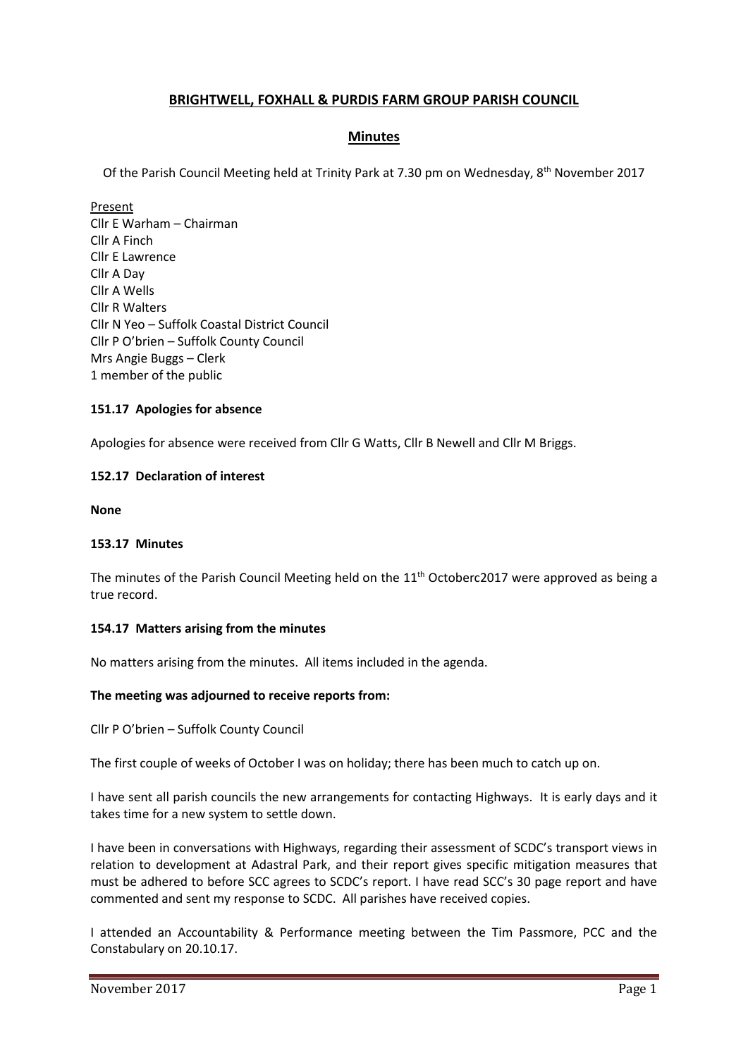# BRIGHTWELL, FOXHALL & PURDIS FARM GROUP PARISH COUNCIL

## Minutes

Of the Parish Council Meeting held at Trinity Park at 7.30 pm on Wednesday, 8th November 2017

Present
Cllr E Warham – Chairman
Cllr A Finch
Cllr E Lawrence
Cllr A Day
Cllr A Wells
Cllr R Walters
Cllr N Yeo – Suffolk Coastal District Council
Cllr P O'brien – Suffolk County Council
Mrs Angie Buggs – Clerk
1 member of the public

### 151.17 Apologies for absence

Apologies for absence were received from Cllr G Watts, Cllr B Newell and Cllr M Briggs.

### 152.17 Declaration of interest

**None**

### 153.17 Minutes

The minutes of the Parish Council Meeting held on the 11th Octoberc2017 were approved as being a true record.

### 154.17 Matters arising from the minutes

No matters arising from the minutes. All items included in the agenda.

**The meeting was adjourned to receive reports from:**

Cllr P O'brien – Suffolk County Council

The first couple of weeks of October I was on holiday; there has been much to catch up on.

I have sent all parish councils the new arrangements for contacting Highways. It is early days and it takes time for a new system to settle down.

I have been in conversations with Highways, regarding their assessment of SCDC's transport views in relation to development at Adastral Park, and their report gives specific mitigation measures that must be adhered to before SCC agrees to SCDC's report. I have read SCC's 30 page report and have commented and sent my response to SCDC. All parishes have received copies.

I attended an Accountability & Performance meeting between the Tim Passmore, PCC and the Constabulary on 20.10.17.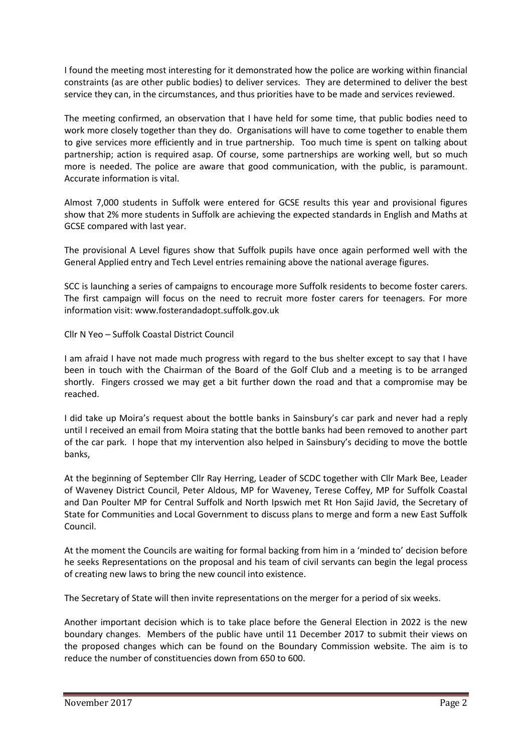I found the meeting most interesting for it demonstrated how the police are working within financial constraints (as are other public bodies) to deliver services. They are determined to deliver the best service they can, in the circumstances, and thus priorities have to be made and services reviewed.

The meeting confirmed, an observation that I have held for some time, that public bodies need to work more closely together than they do. Organisations will have to come together to enable them to give services more efficiently and in true partnership. Too much time is spent on talking about partnership; action is required asap. Of course, some partnerships are working well, but so much more is needed. The police are aware that good communication, with the public, is paramount. Accurate information is vital.

Almost 7,000 students in Suffolk were entered for GCSE results this year and provisional figures show that 2% more students in Suffolk are achieving the expected standards in English and Maths at GCSE compared with last year.

The provisional A Level figures show that Suffolk pupils have once again performed well with the General Applied entry and Tech Level entries remaining above the national average figures.

SCC is launching a series of campaigns to encourage more Suffolk residents to become foster carers. The first campaign will focus on the need to recruit more foster carers for teenagers. For more information visit: www.fosterandadopt.suffolk.gov.uk

Cllr N Yeo – Suffolk Coastal District Council

I am afraid I have not made much progress with regard to the bus shelter except to say that I have been in touch with the Chairman of the Board of the Golf Club and a meeting is to be arranged shortly. Fingers crossed we may get a bit further down the road and that a compromise may be reached.

I did take up Moira's request about the bottle banks in Sainsbury's car park and never had a reply until I received an email from Moira stating that the bottle banks had been removed to another part of the car park. I hope that my intervention also helped in Sainsbury's deciding to move the bottle banks,

At the beginning of September Cllr Ray Herring, Leader of SCDC together with Cllr Mark Bee, Leader of Waveney District Council, Peter Aldous, MP for Waveney, Terese Coffey, MP for Suffolk Coastal and Dan Poulter MP for Central Suffolk and North Ipswich met Rt Hon Sajid Javid, the Secretary of State for Communities and Local Government to discuss plans to merge and form a new East Suffolk Council.

At the moment the Councils are waiting for formal backing from him in a 'minded to' decision before he seeks Representations on the proposal and his team of civil servants can begin the legal process of creating new laws to bring the new council into existence.

The Secretary of State will then invite representations on the merger for a period of six weeks.

Another important decision which is to take place before the General Election in 2022 is the new boundary changes. Members of the public have until 11 December 2017 to submit their views on the proposed changes which can be found on the Boundary Commission website. The aim is to reduce the number of constituencies down from 650 to 600.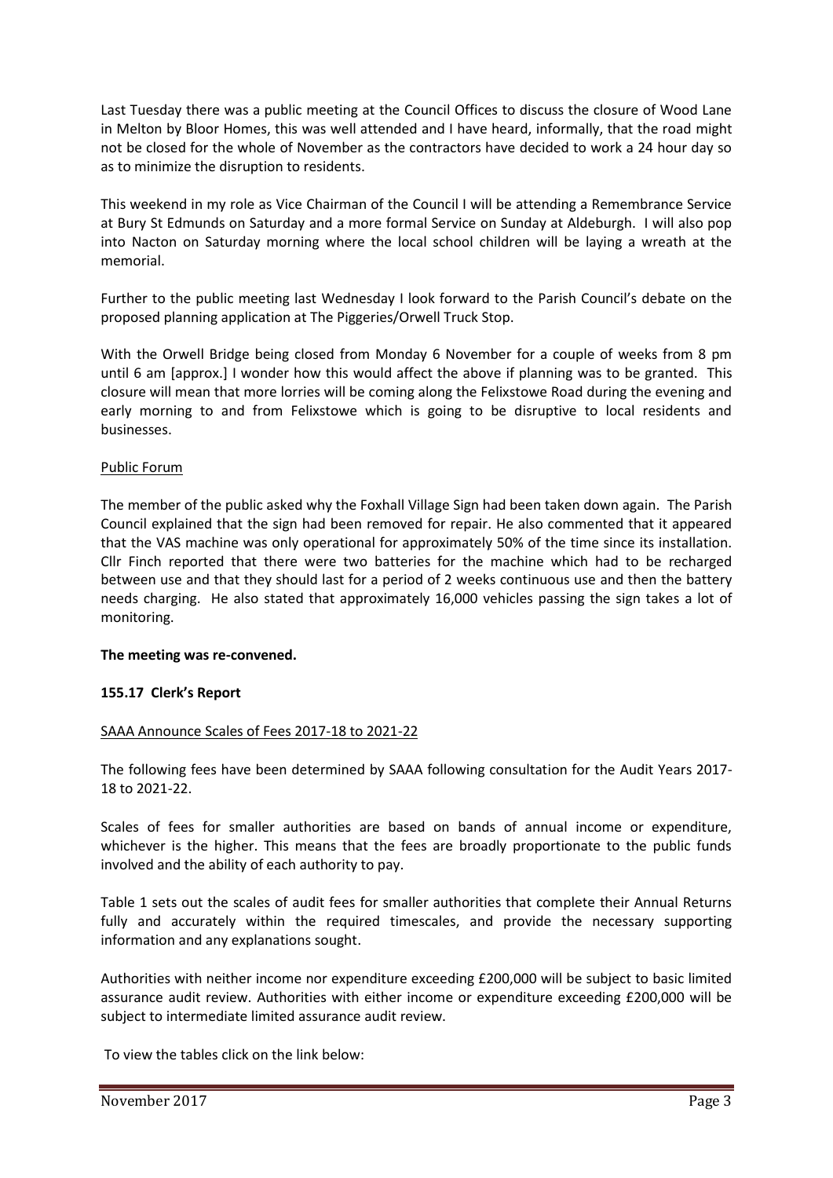Last Tuesday there was a public meeting at the Council Offices to discuss the closure of Wood Lane in Melton by Bloor Homes, this was well attended and I have heard, informally, that the road might not be closed for the whole of November as the contractors have decided to work a 24 hour day so as to minimize the disruption to residents.

This weekend in my role as Vice Chairman of the Council I will be attending a Remembrance Service at Bury St Edmunds on Saturday and a more formal Service on Sunday at Aldeburgh. I will also pop into Nacton on Saturday morning where the local school children will be laying a wreath at the memorial.

Further to the public meeting last Wednesday I look forward to the Parish Council's debate on the proposed planning application at The Piggeries/Orwell Truck Stop.

With the Orwell Bridge being closed from Monday 6 November for a couple of weeks from 8 pm until 6 am [approx.] I wonder how this would affect the above if planning was to be granted. This closure will mean that more lorries will be coming along the Felixstowe Road during the evening and early morning to and from Felixstowe which is going to be disruptive to local residents and businesses.

Public Forum

The member of the public asked why the Foxhall Village Sign had been taken down again. The Parish Council explained that the sign had been removed for repair. He also commented that it appeared that the VAS machine was only operational for approximately 50% of the time since its installation. Cllr Finch reported that there were two batteries for the machine which had to be recharged between use and that they should last for a period of 2 weeks continuous use and then the battery needs charging. He also stated that approximately 16,000 vehicles passing the sign takes a lot of monitoring.

**The meeting was re-convened.**

**155.17 Clerk's Report**

SAAA Announce Scales of Fees 2017-18 to 2021-22

The following fees have been determined by SAAA following consultation for the Audit Years 2017-18 to 2021-22.

Scales of fees for smaller authorities are based on bands of annual income or expenditure, whichever is the higher. This means that the fees are broadly proportionate to the public funds involved and the ability of each authority to pay.

Table 1 sets out the scales of audit fees for smaller authorities that complete their Annual Returns fully and accurately within the required timescales, and provide the necessary supporting information and any explanations sought.

Authorities with neither income nor expenditure exceeding £200,000 will be subject to basic limited assurance audit review. Authorities with either income or expenditure exceeding £200,000 will be subject to intermediate limited assurance audit review.

To view the tables click on the link below: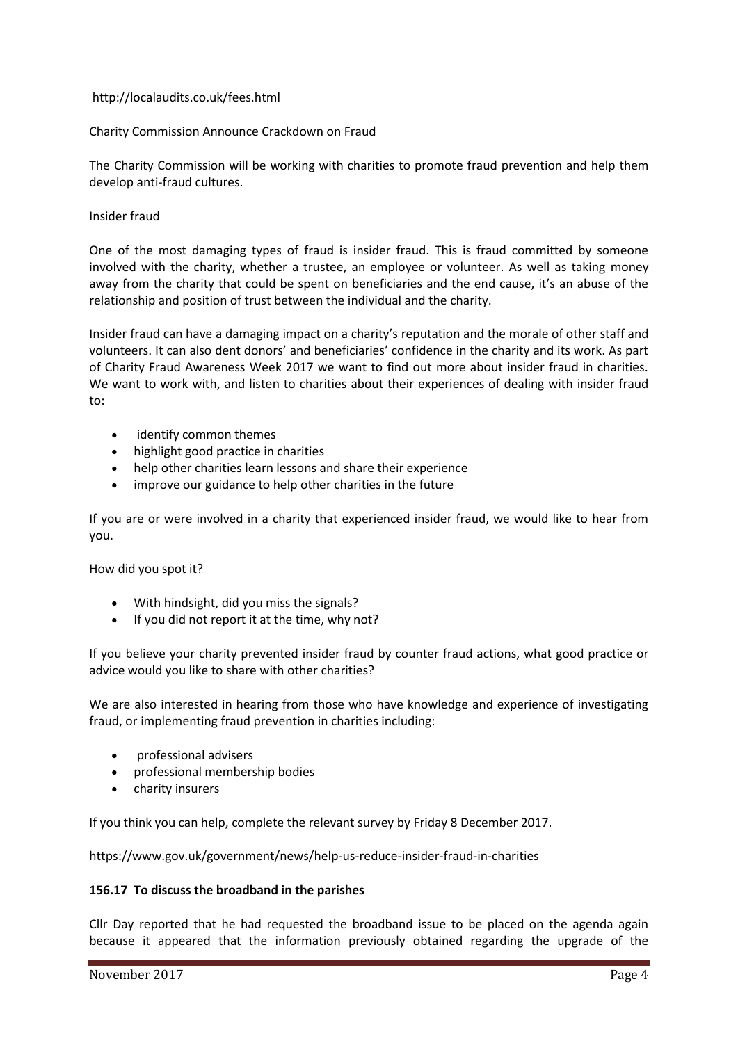http://localaudits.co.uk/fees.html

Charity Commission Announce Crackdown on Fraud

The Charity Commission will be working with charities to promote fraud prevention and help them develop anti-fraud cultures.

Insider fraud

One of the most damaging types of fraud is insider fraud. This is fraud committed by someone involved with the charity, whether a trustee, an employee or volunteer. As well as taking money away from the charity that could be spent on beneficiaries and the end cause, it's an abuse of the relationship and position of trust between the individual and the charity.

Insider fraud can have a damaging impact on a charity's reputation and the morale of other staff and volunteers. It can also dent donors' and beneficiaries' confidence in the charity and its work. As part of Charity Fraud Awareness Week 2017 we want to find out more about insider fraud in charities. We want to work with, and listen to charities about their experiences of dealing with insider fraud to:

- identify common themes
- highlight good practice in charities
- help other charities learn lessons and share their experience
- improve our guidance to help other charities in the future

If you are or were involved in a charity that experienced insider fraud, we would like to hear from you.

How did you spot it?

- With hindsight, did you miss the signals?
- If you did not report it at the time, why not?

If you believe your charity prevented insider fraud by counter fraud actions, what good practice or advice would you like to share with other charities?

We are also interested in hearing from those who have knowledge and experience of investigating fraud, or implementing fraud prevention in charities including:

- professional advisers
- professional membership bodies
- charity insurers

If you think you can help, complete the relevant survey by Friday 8 December 2017.

https://www.gov.uk/government/news/help-us-reduce-insider-fraud-in-charities

**156.17 To discuss the broadband in the parishes**

Cllr Day reported that he had requested the broadband issue to be placed on the agenda again because it appeared that the information previously obtained regarding the upgrade of the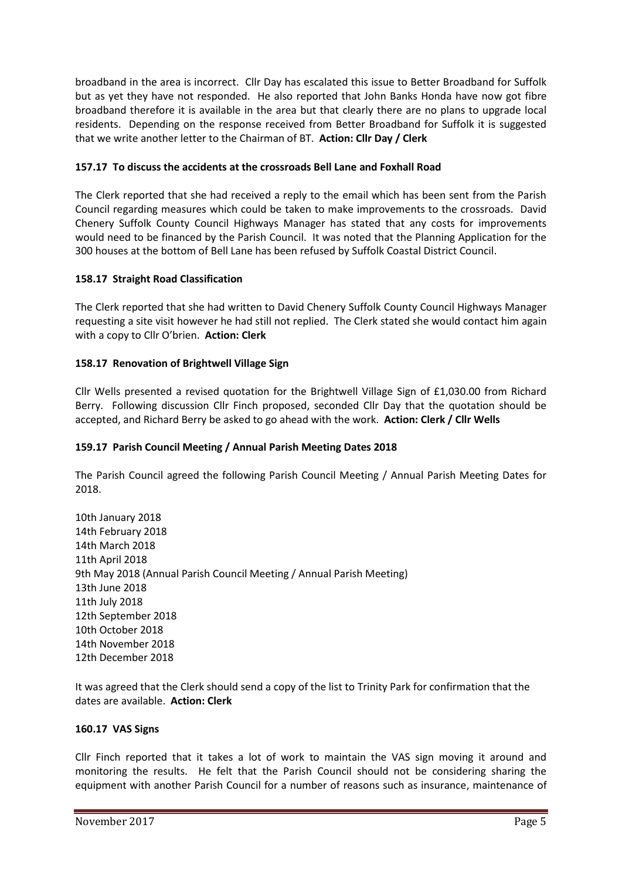broadband in the area is incorrect. Cllr Day has escalated this issue to Better Broadband for Suffolk but as yet they have not responded. He also reported that John Banks Honda have now got fibre broadband therefore it is available in the area but that clearly there are no plans to upgrade local residents. Depending on the response received from Better Broadband for Suffolk it is suggested that we write another letter to the Chairman of BT. **Action: Cllr Day / Clerk**

**157.17 To discuss the accidents at the crossroads Bell Lane and Foxhall Road**

The Clerk reported that she had received a reply to the email which has been sent from the Parish Council regarding measures which could be taken to make improvements to the crossroads. David Chenery Suffolk County Council Highways Manager has stated that any costs for improvements would need to be financed by the Parish Council. It was noted that the Planning Application for the 300 houses at the bottom of Bell Lane has been refused by Suffolk Coastal District Council.

**158.17 Straight Road Classification**

The Clerk reported that she had written to David Chenery Suffolk County Council Highways Manager requesting a site visit however he had still not replied. The Clerk stated she would contact him again with a copy to Cllr O'brien. **Action: Clerk**

**158.17 Renovation of Brightwell Village Sign**

Cllr Wells presented a revised quotation for the Brightwell Village Sign of £1,030.00 from Richard Berry. Following discussion Cllr Finch proposed, seconded Cllr Day that the quotation should be accepted, and Richard Berry be asked to go ahead with the work. **Action: Clerk / Cllr Wells**

**159.17 Parish Council Meeting / Annual Parish Meeting Dates 2018**

The Parish Council agreed the following Parish Council Meeting / Annual Parish Meeting Dates for 2018.

10th January 2018
14th February 2018
14th March 2018
11th April 2018
9th May 2018 (Annual Parish Council Meeting / Annual Parish Meeting)
13th June 2018
11th July 2018
12th September 2018
10th October 2018
14th November 2018
12th December 2018

It was agreed that the Clerk should send a copy of the list to Trinity Park for confirmation that the dates are available. **Action: Clerk**

**160.17 VAS Signs**

Cllr Finch reported that it takes a lot of work to maintain the VAS sign moving it around and monitoring the results. He felt that the Parish Council should not be considering sharing the equipment with another Parish Council for a number of reasons such as insurance, maintenance of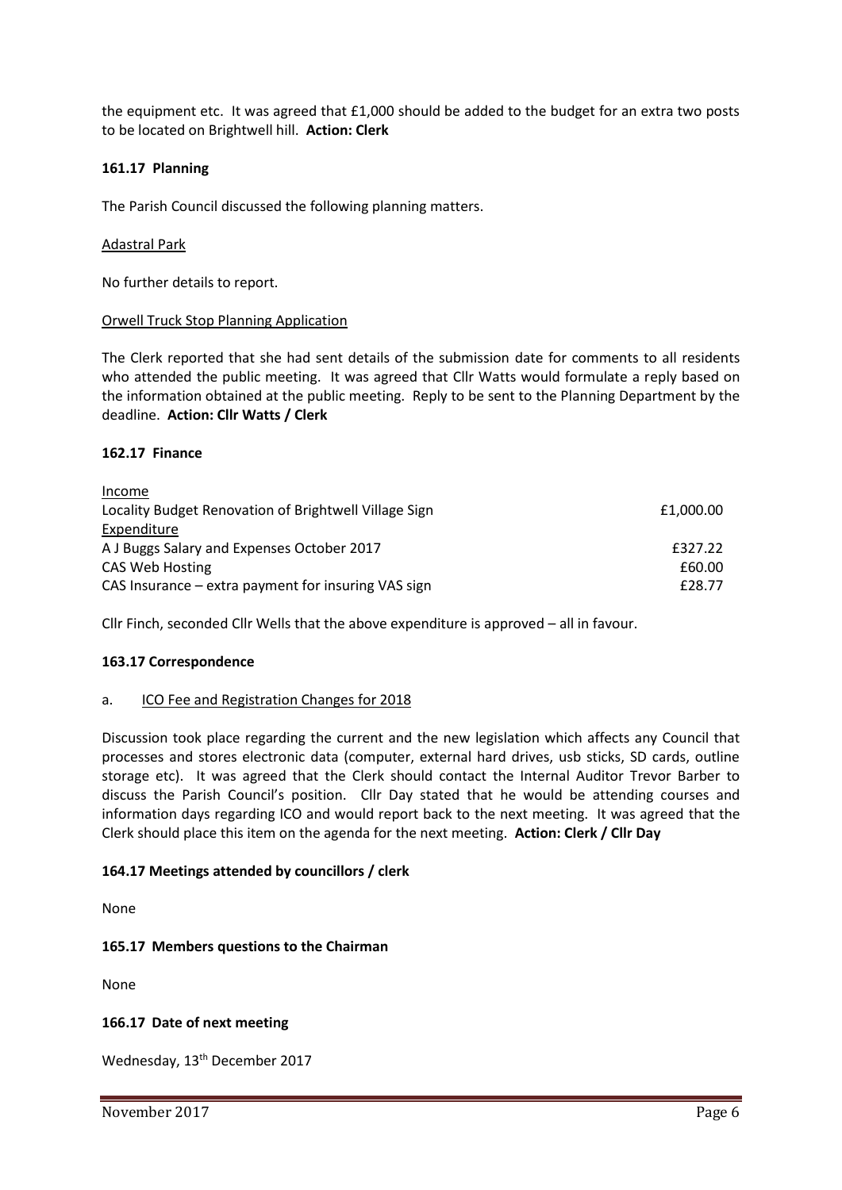the equipment etc. It was agreed that £1,000 should be added to the budget for an extra two posts to be located on Brightwell hill. **Action: Clerk**

### 161.17 Planning

The Parish Council discussed the following planning matters.

Adastral Park

No further details to report.

Orwell Truck Stop Planning Application

The Clerk reported that she had sent details of the submission date for comments to all residents who attended the public meeting. It was agreed that Cllr Watts would formulate a reply based on the information obtained at the public meeting. Reply to be sent to the Planning Department by the deadline. **Action: Cllr Watts / Clerk**

### 162.17 Finance

| | |
|---|---|
| Income | |
| Locality Budget Renovation of Brightwell Village Sign | £1,000.00 |
| Expenditure | |
| A J Buggs Salary and Expenses October 2017 | £327.22 |
| CAS Web Hosting | £60.00 |
| CAS Insurance – extra payment for insuring VAS sign | £28.77 |

Cllr Finch, seconded Cllr Wells that the above expenditure is approved – all in favour.

### 163.17 Correspondence

a. ICO Fee and Registration Changes for 2018

Discussion took place regarding the current and the new legislation which affects any Council that processes and stores electronic data (computer, external hard drives, usb sticks, SD cards, outline storage etc). It was agreed that the Clerk should contact the Internal Auditor Trevor Barber to discuss the Parish Council's position. Cllr Day stated that he would be attending courses and information days regarding ICO and would report back to the next meeting. It was agreed that the Clerk should place this item on the agenda for the next meeting. **Action: Clerk / Cllr Day**

### 164.17 Meetings attended by councillors / clerk

None

### 165.17 Members questions to the Chairman

None

### 166.17 Date of next meeting

Wednesday, 13th December 2017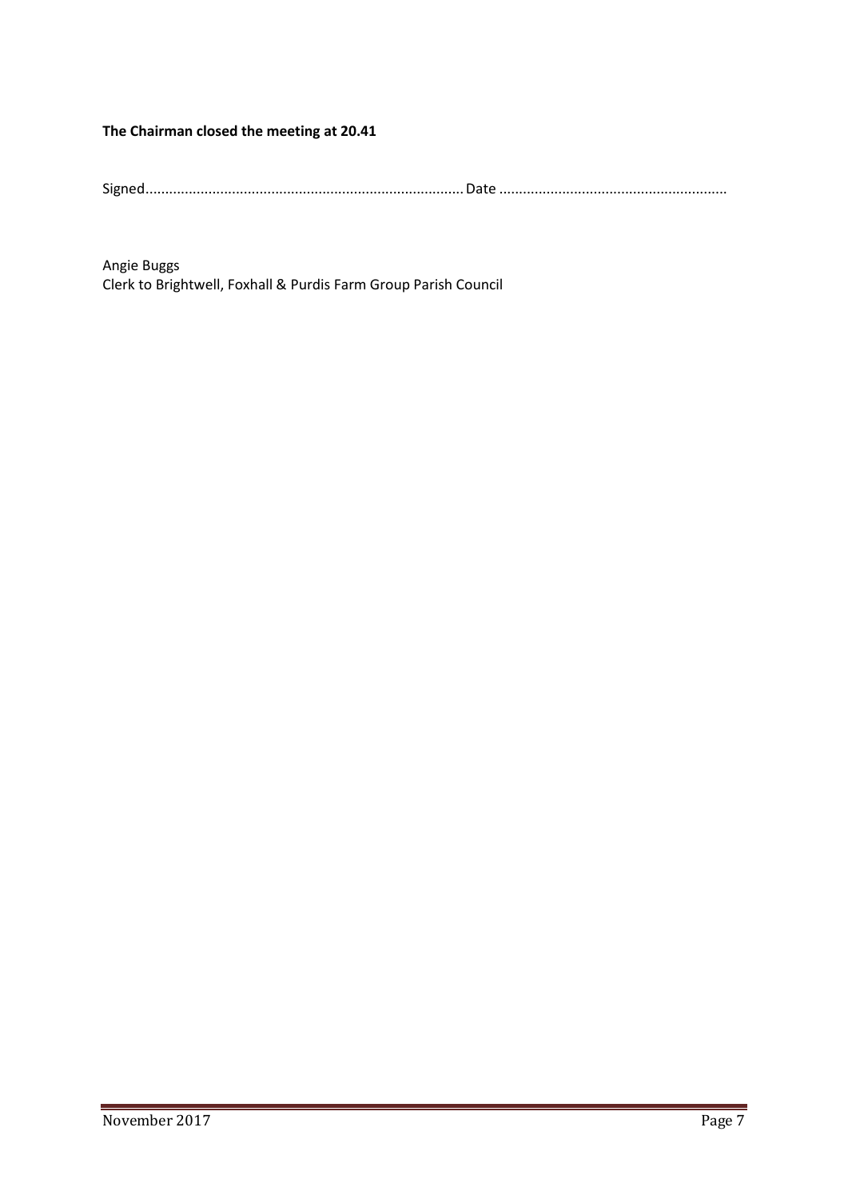**The Chairman closed the meeting at 20.41**

Signed................................................................................ Date .........................................................

Angie Buggs
Clerk to Brightwell, Foxhall & Purdis Farm Group Parish Council